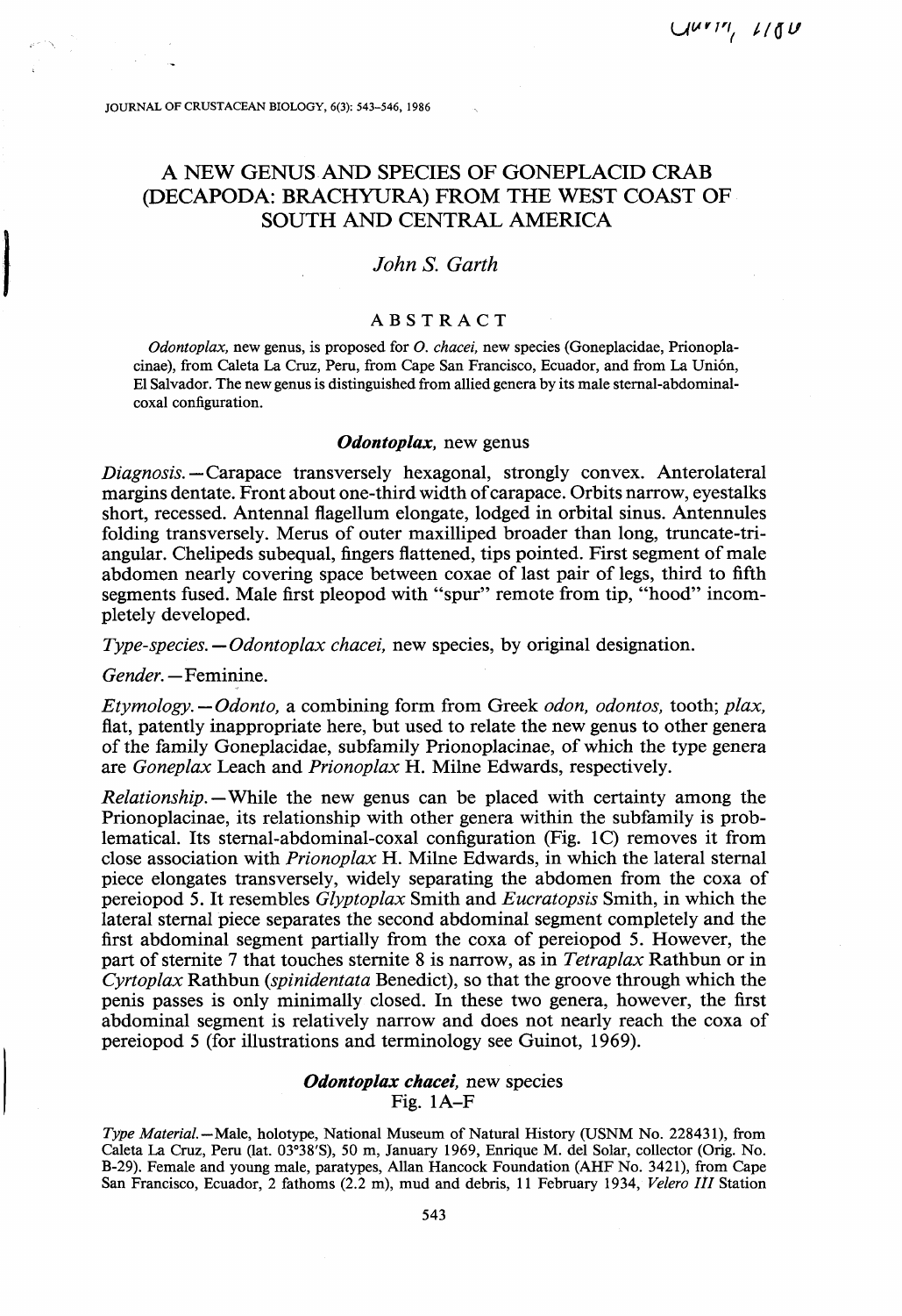# A NEW GENUS AND SPECIES OF GONEPLACID CRAB (DECAPODA: BRACHYURA) FROM THE WEST COAST OF SOUTH AND CENTRAL AMERICA

*John S. Garth*

## ABSTRACT

*Odontoplax*, new genus, is proposed for *O. chacei*, new species (Goneplacidae, Prionoplacinae), from Caleta La Cruz, Peru, from Cape San Francisco, Ecuador, and from La Unión, El Salvador. The new genus is distinguished from allied genera by its male sternal-abdominal-coxal configuration.

## ***Odontoplax***, new genus

*Diagnosis.*—Carapace transversely hexagonal, strongly convex. Anterolateral margins dentate. Front about one-third width of carapace. Orbits narrow, eyestalks short, recessed. Antennal flagellum elongate, lodged in orbital sinus. Antennules folding transversely. Merus of outer maxilliped broader than long, truncate-triangular. Chelipeds subequal, fingers flattened, tips pointed. First segment of male abdomen nearly covering space between coxae of last pair of legs, third to fifth segments fused. Male first pleopod with "spur" remote from tip, "hood" incompletely developed.

*Type-species.*—*Odontoplax chacei*, new species, by original designation.

*Gender.*—Feminine.

*Etymology.*—*Odonto*, a combining form from Greek *odon, odontos*, tooth; *plax*, flat, patently inappropriate here, but used to relate the new genus to other genera of the family Goneplacidae, subfamily Prionoplacinae, of which the type genera are *Goneplax* Leach and *Prionoplax* H. Milne Edwards, respectively.

*Relationship.*—While the new genus can be placed with certainty among the Prionoplacinae, its relationship with other genera within the subfamily is problematical. Its sternal-abdominal-coxal configuration (Fig. 1C) removes it from close association with *Prionoplax* H. Milne Edwards, in which the lateral sternal piece elongates transversely, widely separating the abdomen from the coxa of pereiopod 5. It resembles *Glyptoplax* Smith and *Eucratopsis* Smith, in which the lateral sternal piece separates the second abdominal segment completely and the first abdominal segment partially from the coxa of pereiopod 5. However, the part of sternite 7 that touches sternite 8 is narrow, as in *Tetraplax* Rathbun or in *Cyrtoplax* Rathbun (*spinidentata* Benedict), so that the groove through which the penis passes is only minimally closed. In these two genera, however, the first abdominal segment is relatively narrow and does not nearly reach the coxa of pereiopod 5 (for illustrations and terminology see Guinot, 1969).

## ***Odontoplax chacei***, new species
Fig. 1A–F

*Type Material.*—Male, holotype, National Museum of Natural History (USNM No. 228431), from Caleta La Cruz, Peru (lat. 03°38′S), 50 m, January 1969, Enrique M. del Solar, collector (Orig. No. B-29). Female and young male, paratypes, Allan Hancock Foundation (AHF No. 3421), from Cape San Francisco, Ecuador, 2 fathoms (2.2 m), mud and debris, 11 February 1934, *Velero III* Station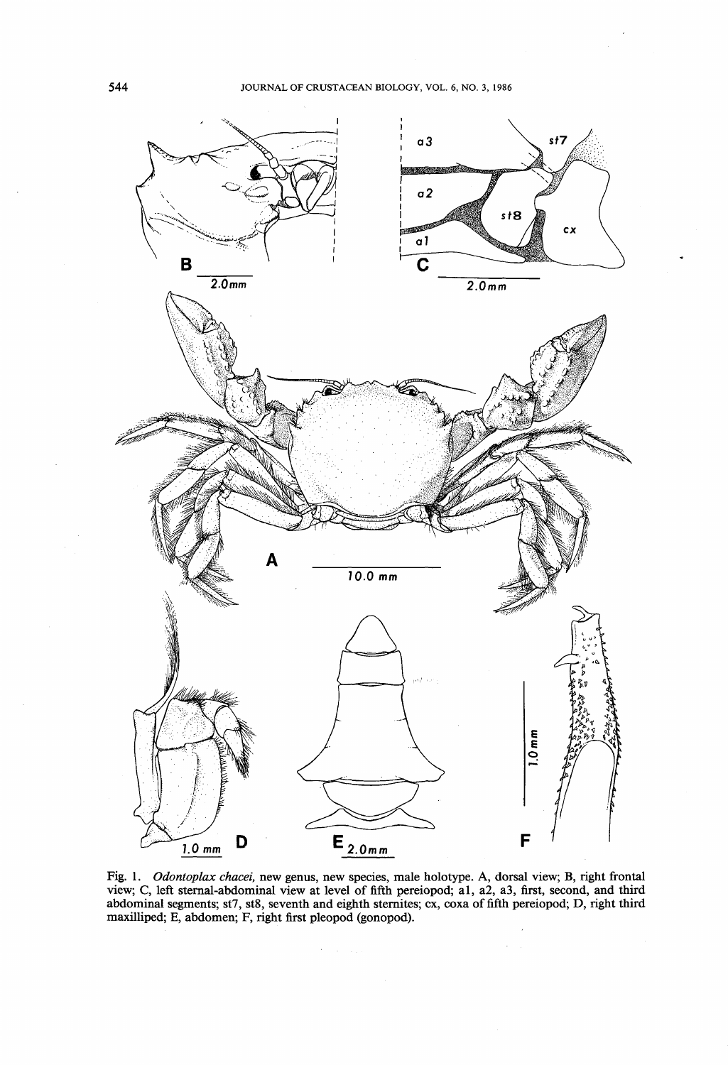Fig. 1. *Odontoplax chacei,* new genus, new species, male holotype. A, dorsal view; B, right frontal view; C, left sternal-abdominal view at level of fifth pereiopod; a1, a2, a3, first, second, and third abdominal segments; st7, st8, seventh and eighth sternites; cx, coxa of fifth pereiopod; D, right third maxilliped; E, abdomen; F, right first pleopod (gonopod).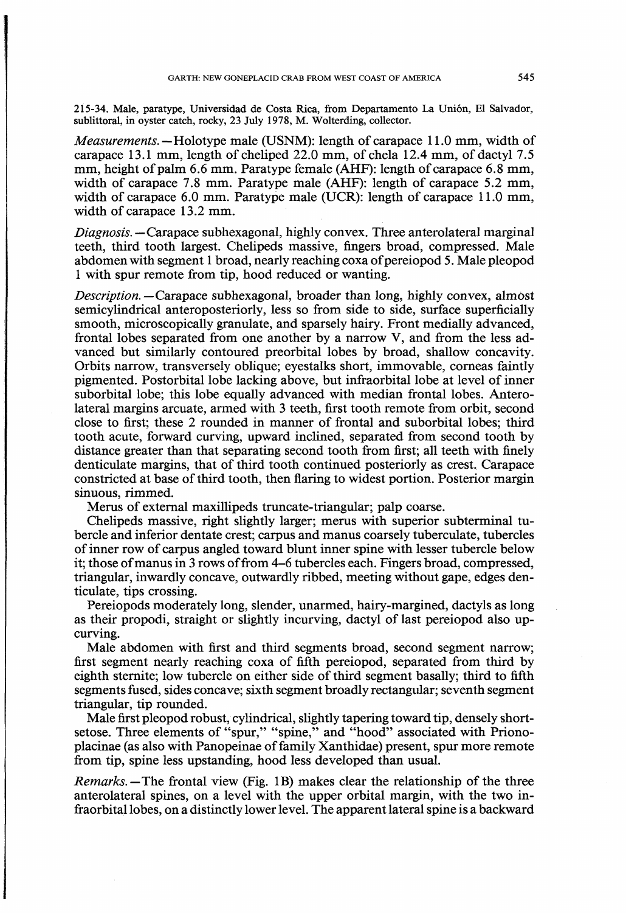215-34. Male, paratype, Universidad de Costa Rica, from Departamento La Unión, El Salvador, sublittoral, in oyster catch, rocky, 23 July 1978, M. Wolterding, collector.

*Measurements.*—Holotype male (USNM): length of carapace 11.0 mm, width of carapace 13.1 mm, length of cheliped 22.0 mm, of chela 12.4 mm, of dactyl 7.5 mm, height of palm 6.6 mm. Paratype female (AHF): length of carapace 6.8 mm, width of carapace 7.8 mm. Paratype male (AHF): length of carapace 5.2 mm, width of carapace 6.0 mm. Paratype male (UCR): length of carapace 11.0 mm, width of carapace 13.2 mm.

*Diagnosis.*—Carapace subhexagonal, highly convex. Three anterolateral marginal teeth, third tooth largest. Chelipeds massive, fingers broad, compressed. Male abdomen with segment 1 broad, nearly reaching coxa of pereiopod 5. Male pleopod 1 with spur remote from tip, hood reduced or wanting.

*Description.*—Carapace subhexagonal, broader than long, highly convex, almost semicylindrical anteroposteriorly, less so from side to side, surface superficially smooth, microscopically granulate, and sparsely hairy. Front medially advanced, frontal lobes separated from one another by a narrow V, and from the less advanced but similarly contoured preorbital lobes by broad, shallow concavity. Orbits narrow, transversely oblique; eyestalks short, immovable, corneas faintly pigmented. Postorbital lobe lacking above, but infraorbital lobe at level of inner suborbital lobe; this lobe equally advanced with median frontal lobes. Anterolateral margins arcuate, armed with 3 teeth, first tooth remote from orbit, second close to first; these 2 rounded in manner of frontal and suborbital lobes; third tooth acute, forward curving, upward inclined, separated from second tooth by distance greater than that separating second tooth from first; all teeth with finely denticulate margins, that of third tooth continued posteriorly as crest. Carapace constricted at base of third tooth, then flaring to widest portion. Posterior margin sinuous, rimmed.

Merus of external maxillipeds truncate-triangular; palp coarse.

Chelipeds massive, right slightly larger; merus with superior subterminal tubercle and inferior dentate crest; carpus and manus coarsely tuberculate, tubercles of inner row of carpus angled toward blunt inner spine with lesser tubercle below it; those of manus in 3 rows of from 4–6 tubercles each. Fingers broad, compressed, triangular, inwardly concave, outwardly ribbed, meeting without gape, edges denticulate, tips crossing.

Pereiopods moderately long, slender, unarmed, hairy-margined, dactyls as long as their propodi, straight or slightly incurving, dactyl of last pereiopod also upcurving.

Male abdomen with first and third segments broad, second segment narrow; first segment nearly reaching coxa of fifth pereiopod, separated from third by eighth sternite; low tubercle on either side of third segment basally; third to fifth segments fused, sides concave; sixth segment broadly rectangular; seventh segment triangular, tip rounded.

Male first pleopod robust, cylindrical, slightly tapering toward tip, densely short-setose. Three elements of "spur," "spine," and "hood" associated with Prionoplacinae (as also with Panopeinae of family Xanthidae) present, spur more remote from tip, spine less upstanding, hood less developed than usual.

*Remarks.*—The frontal view (Fig. 1B) makes clear the relationship of the three anterolateral spines, on a level with the upper orbital margin, with the two infraorbital lobes, on a distinctly lower level. The apparent lateral spine is a backward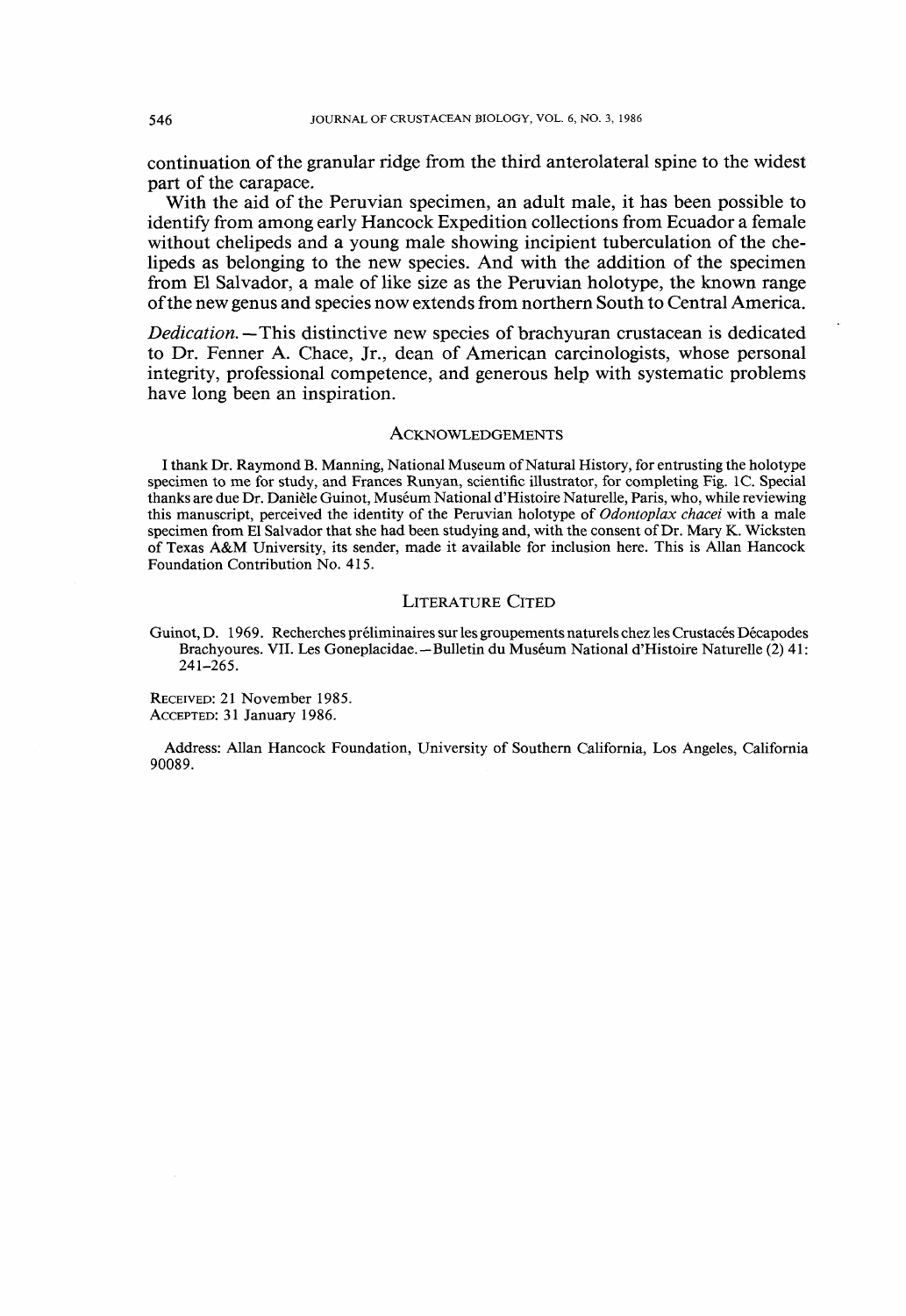continuation of the granular ridge from the third anterolateral spine to the widest part of the carapace.

With the aid of the Peruvian specimen, an adult male, it has been possible to identify from among early Hancock Expedition collections from Ecuador a female without chelipeds and a young male showing incipient tuberculation of the chelipeds as belonging to the new species. And with the addition of the specimen from El Salvador, a male of like size as the Peruvian holotype, the known range of the new genus and species now extends from northern South to Central America.

*Dedication.*—This distinctive new species of brachyuran crustacean is dedicated to Dr. Fenner A. Chace, Jr., dean of American carcinologists, whose personal integrity, professional competence, and generous help with systematic problems have long been an inspiration.

## Acknowledgements

I thank Dr. Raymond B. Manning, National Museum of Natural History, for entrusting the holotype specimen to me for study, and Frances Runyan, scientific illustrator, for completing Fig. 1C. Special thanks are due Dr. Danièle Guinot, Muséum National d'Histoire Naturelle, Paris, who, while reviewing this manuscript, perceived the identity of the Peruvian holotype of *Odontoplax chacei* with a male specimen from El Salvador that she had been studying and, with the consent of Dr. Mary K. Wicksten of Texas A&M University, its sender, made it available for inclusion here. This is Allan Hancock Foundation Contribution No. 415.

## Literature Cited

Guinot, D. 1969. Recherches préliminaires sur les groupements naturels chez les Crustacés Décapodes Brachyoures. VII. Les Goneplacidae.—Bulletin du Muséum National d'Histoire Naturelle (2) 41: 241–265.

Received: 21 November 1985.
Accepted: 31 January 1986.

Address: Allan Hancock Foundation, University of Southern California, Los Angeles, California 90089.